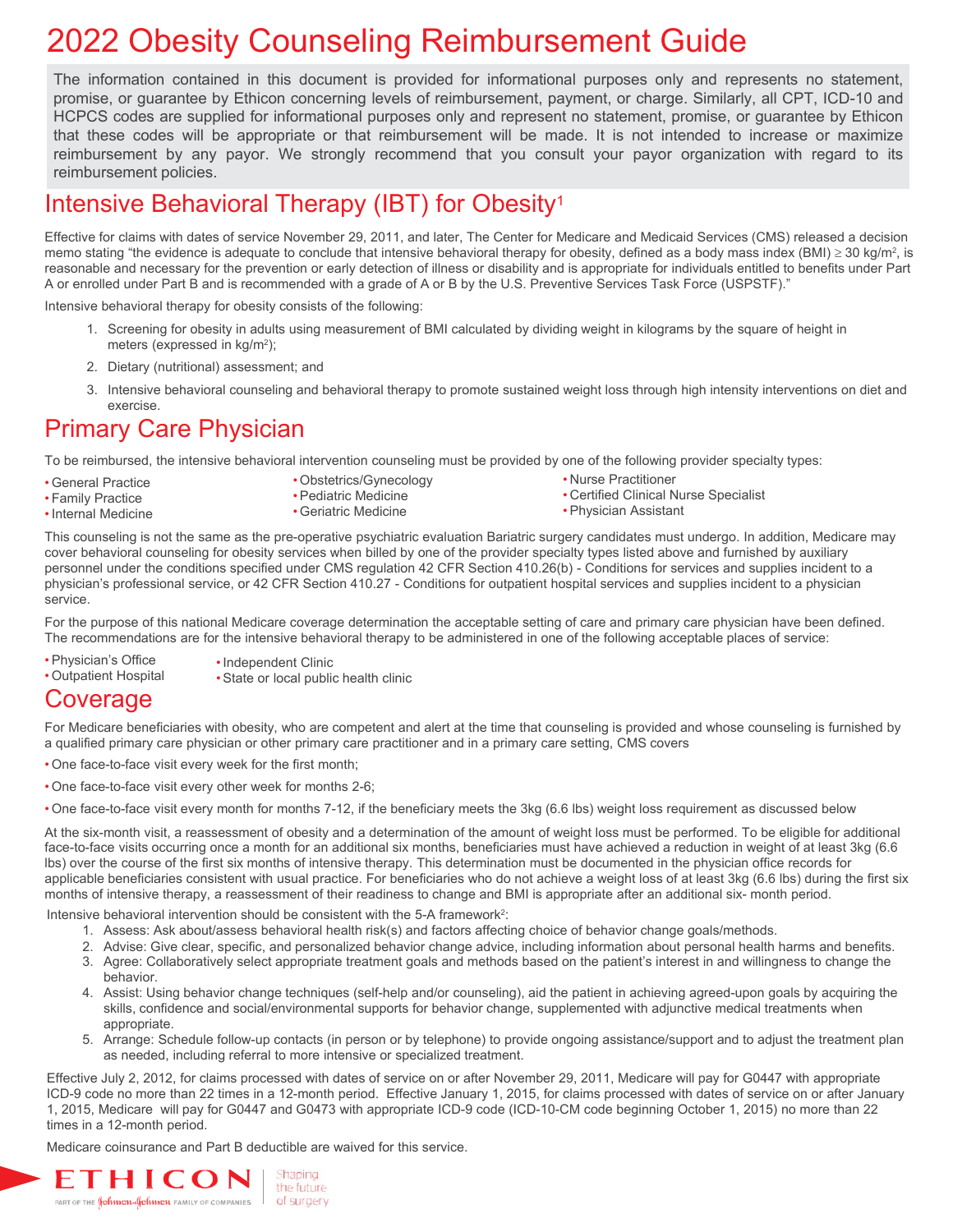# 2022 Obesity Counseling Reimbursement Guide

The information contained in this document is provided for informational purposes only and represents no statement, promise, or guarantee by Ethicon concerning levels of reimbursement, payment, or charge. Similarly, all CPT, ICD-10 and HCPCS codes are supplied for informational purposes only and represent no statement, promise, or guarantee by Ethicon that these codes will be appropriate or that reimbursement will be made. It is not intended to increase or maximize reimbursement by any payor. We strongly recommend that you consult your payor organization with regard to its reimbursement policies.

## Intensive Behavioral Therapy (IBT) for Obesity[1]

Effective for claims with dates of service November 29, 2011, and later, The Center for Medicare and Medicaid Services (CMS) released a decision memo stating "the evidence is adequate to conclude that intensive behavioral therapy for obesity, defined as a body mass index (BMI) ≥ 30 kg/m$^2$, is reasonable and necessary for the prevention or early detection of illness or disability and is appropriate for individuals entitled to benefits under Part A or enrolled under Part B and is recommended with a grade of A or B by the U.S. Preventive Services Task Force (USPSTF)."

Intensive behavioral therapy for obesity consists of the following:

1. Screening for obesity in adults using measurement of BMI calculated by dividing weight in kilograms by the square of height in meters (expressed in kg/m$^2$);
2. Dietary (nutritional) assessment; and
3. Intensive behavioral counseling and behavioral therapy to promote sustained weight loss through high intensity interventions on diet and exercise.

## Primary Care Physician

To be reimbursed, the intensive behavioral intervention counseling must be provided by one of the following provider specialty types:

- General Practice
- Family Practice
- Internal Medicine
- Obstetrics/Gynecology
- Pediatric Medicine
- Geriatric Medicine
- Nurse Practitioner
- Certified Clinical Nurse Specialist
- Physician Assistant

This counseling is not the same as the pre-operative psychiatric evaluation Bariatric surgery candidates must undergo. In addition, Medicare may cover behavioral counseling for obesity services when billed by one of the provider specialty types listed above and furnished by auxiliary personnel under the conditions specified under CMS regulation 42 CFR Section 410.26(b) - Conditions for services and supplies incident to a physician's professional service, or 42 CFR Section 410.27 - Conditions for outpatient hospital services and supplies incident to a physician service.

For the purpose of this national Medicare coverage determination the acceptable setting of care and primary care physician have been defined. The recommendations are for the intensive behavioral therapy to be administered in one of the following acceptable places of service:

- Physician's Office
- Outpatient Hospital
- Independent Clinic
- State or local public health clinic

## Coverage

For Medicare beneficiaries with obesity, who are competent and alert at the time that counseling is provided and whose counseling is furnished by a qualified primary care physician or other primary care practitioner and in a primary care setting, CMS covers

- One face-to-face visit every week for the first month;
- One face-to-face visit every other week for months 2-6;
- One face-to-face visit every month for months 7-12, if the beneficiary meets the 3kg (6.6 lbs) weight loss requirement as discussed below

At the six-month visit, a reassessment of obesity and a determination of the amount of weight loss must be performed. To be eligible for additional face-to-face visits occurring once a month for an additional six months, beneficiaries must have achieved a reduction in weight of at least 3kg (6.6 lbs) over the course of the first six months of intensive therapy. This determination must be documented in the physician office records for applicable beneficiaries consistent with usual practice. For beneficiaries who do not achieve a weight loss of at least 3kg (6.6 lbs) during the first six months of intensive therapy, a reassessment of their readiness to change and BMI is appropriate after an additional six- month period.

Intensive behavioral intervention should be consistent with the 5-A framework[2]:

1. Assess: Ask about/assess behavioral health risk(s) and factors affecting choice of behavior change goals/methods.
2. Advise: Give clear, specific, and personalized behavior change advice, including information about personal health harms and benefits.
3. Agree: Collaboratively select appropriate treatment goals and methods based on the patient's interest in and willingness to change the behavior.
4. Assist: Using behavior change techniques (self-help and/or counseling), aid the patient in achieving agreed-upon goals by acquiring the skills, confidence and social/environmental supports for behavior change, supplemented with adjunctive medical treatments when appropriate.
5. Arrange: Schedule follow-up contacts (in person or by telephone) to provide ongoing assistance/support and to adjust the treatment plan as needed, including referral to more intensive or specialized treatment.

Effective July 2, 2012, for claims processed with dates of service on or after November 29, 2011, Medicare will pay for G0447 with appropriate ICD-9 code no more than 22 times in a 12-month period. Effective January 1, 2015, for claims processed with dates of service on or after January 1, 2015, Medicare will pay for G0447 and G0473 with appropriate ICD-9 code (ICD-10-CM code beginning October 1, 2015) no more than 22 times in a 12-month period.

Medicare coinsurance and Part B deductible are waived for this service.

ETHICON
PART OF THE Johnson & Johnson FAMILY OF COMPANIES
Shaping the future of surgery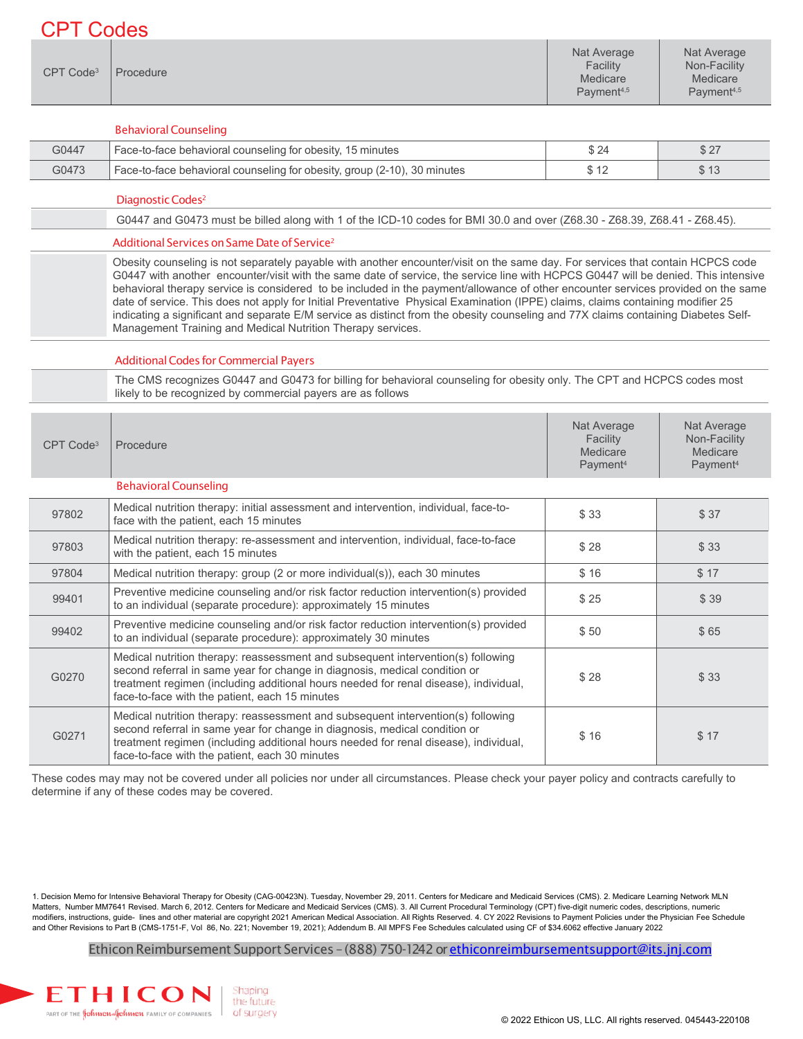## CPT Codes

| CPT Code[3] | Procedure | Nat Average Facility Medicare Payment[4,5] | Nat Average Non-Facility Medicare Payment[4,5] |
|---|---|---|---|
| | **Behavioral Counseling** | | |
| G0447 | Face-to-face behavioral counseling for obesity, 15 minutes | $ 24 | $ 27 |
| G0473 | Face-to-face behavioral counseling for obesity, group (2-10), 30 minutes | $ 12 | $ 13 |

### Diagnostic Codes[2]

G0447 and G0473 must be billed along with 1 of the ICD-10 codes for BMI 30.0 and over (Z68.30 - Z68.39, Z68.41 - Z68.45).

### Additional Services on Same Date of Service[2]

Obesity counseling is not separately payable with another encounter/visit on the same day. For services that contain HCPCS code G0447 with another encounter/visit with the same date of service, the service line with HCPCS G0447 will be denied. This intensive behavioral therapy service is considered to be included in the payment/allowance of other encounter services provided on the same date of service. This does not apply for Initial Preventative Physical Examination (IPPE) claims, claims containing modifier 25 indicating a significant and separate E/M service as distinct from the obesity counseling and 77X claims containing Diabetes Self-Management Training and Medical Nutrition Therapy services.

### Additional Codes for Commercial Payers

The CMS recognizes G0447 and G0473 for billing for behavioral counseling for obesity only. The CPT and HCPCS codes most likely to be recognized by commercial payers are as follows

| CPT Code[3] | Procedure | Nat Average Facility Medicare Payment[4] | Nat Average Non-Facility Medicare Payment[4] |
|---|---|---|---|
| | **Behavioral Counseling** | | |
| 97802 | Medical nutrition therapy: initial assessment and intervention, individual, face-to-face with the patient, each 15 minutes | $ 33 | $ 37 |
| 97803 | Medical nutrition therapy: re-assessment and intervention, individual, face-to-face with the patient, each 15 minutes | $ 28 | $ 33 |
| 97804 | Medical nutrition therapy: group (2 or more individual(s)), each 30 minutes | $ 16 | $ 17 |
| 99401 | Preventive medicine counseling and/or risk factor reduction intervention(s) provided to an individual (separate procedure): approximately 15 minutes | $ 25 | $ 39 |
| 99402 | Preventive medicine counseling and/or risk factor reduction intervention(s) provided to an individual (separate procedure): approximately 30 minutes | $ 50 | $ 65 |
| G0270 | Medical nutrition therapy: reassessment and subsequent intervention(s) following second referral in same year for change in diagnosis, medical condition or treatment regimen (including additional hours needed for renal disease), individual, face-to-face with the patient, each 15 minutes | $ 28 | $ 33 |
| G0271 | Medical nutrition therapy: reassessment and subsequent intervention(s) following second referral in same year for change in diagnosis, medical condition or treatment regimen (including additional hours needed for renal disease), individual, face-to-face with the patient, each 30 minutes | $ 16 | $ 17 |

These codes may may not be covered under all policies nor under all circumstances. Please check your payer policy and contracts carefully to determine if any of these codes may be covered.

1. Decision Memo for Intensive Behavioral Therapy for Obesity (CAG-00423N). Tuesday, November 29, 2011. Centers for Medicare and Medicaid Services (CMS). 2. Medicare Learning Network MLN Matters, Number MM7641 Revised. March 6, 2012. Centers for Medicare and Medicaid Services (CMS). 3. All Current Procedural Terminology (CPT) five-digit numeric codes, descriptions, numeric modifiers, instructions, guide- lines and other material are copyright 2021 American Medical Association. All Rights Reserved. 4. CY 2022 Revisions to Payment Policies under the Physician Fee Schedule and Other Revisions to Part B (CMS-1751-F, Vol 86, No. 221; November 19, 2021); Addendum B. All MPFS Fee Schedules calculated using CF of $34.6062 effective January 2022

Ethicon Reimbursement Support Services – (888) 750-1242 or ethiconreimbursementsupport@its.jnj.com

ETHICON PART OF THE Johnson & Johnson FAMILY OF COMPANIES | Shaping the future of surgery

© 2022 Ethicon US, LLC. All rights reserved. 045443-220108